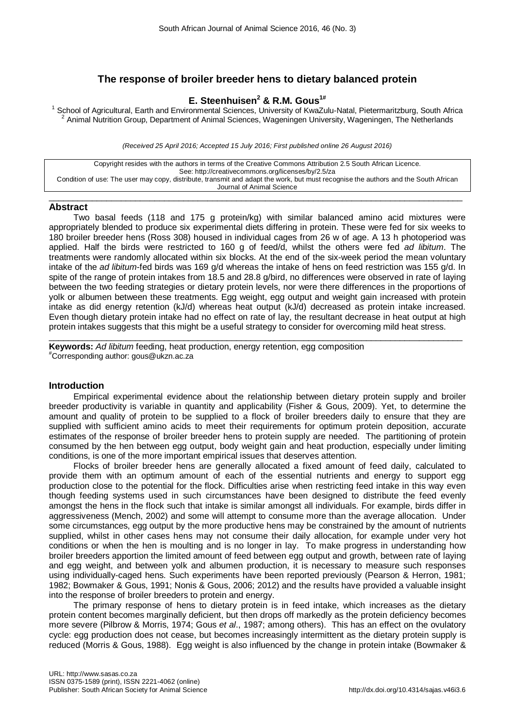# The response of broiler breeder hens to dietary balanced protein

**E. Steenhuisen[2] & R.M. Gous[1#]**

[1] School of Agricultural, Earth and Environmental Sciences, University of KwaZulu-Natal, Pietermaritzburg, South Africa
[2] Animal Nutrition Group, Department of Animal Sciences, Wageningen University, Wageningen, The Netherlands

*(Received 25 April 2016; Accepted 15 July 2016; First published online 26 August 2016)*

Copyright resides with the authors in terms of the Creative Commons Attribution 2.5 South African Licence.
See: http://creativecommons.org/licenses/by/2.5/za
Condition of use: The user may copy, distribute, transmit and adapt the work, but must recognise the authors and the South African Journal of Animal Science

## Abstract

Two basal feeds (118 and 175 g protein/kg) with similar balanced amino acid mixtures were appropriately blended to produce six experimental diets differing in protein. These were fed for six weeks to 180 broiler breeder hens (Ross 308) housed in individual cages from 26 w of age. A 13 h photoperiod was applied. Half the birds were restricted to 160 g of feed/d, whilst the others were fed *ad libitum*. The treatments were randomly allocated within six blocks. At the end of the six-week period the mean voluntary intake of the *ad libitum*-fed birds was 169 g/d whereas the intake of hens on feed restriction was 155 g/d. In spite of the range of protein intakes from 18.5 and 28.8 g/bird, no differences were observed in rate of laying between the two feeding strategies or dietary protein levels, nor were there differences in the proportions of yolk or albumen between these treatments. Egg weight, egg output and weight gain increased with protein intake as did energy retention (kJ/d) whereas heat output (kJ/d) decreased as protein intake increased. Even though dietary protein intake had no effect on rate of lay, the resultant decrease in heat output at high protein intakes suggests that this might be a useful strategy to consider for overcoming mild heat stress.

**Keywords:** *Ad libitum* feeding, heat production, energy retention, egg composition
[#]Corresponding author: gous@ukzn.ac.za

## Introduction

Empirical experimental evidence about the relationship between dietary protein supply and broiler breeder productivity is variable in quantity and applicability (Fisher & Gous, 2009). Yet, to determine the amount and quality of protein to be supplied to a flock of broiler breeders daily to ensure that they are supplied with sufficient amino acids to meet their requirements for optimum protein deposition, accurate estimates of the response of broiler breeder hens to protein supply are needed. The partitioning of protein consumed by the hen between egg output, body weight gain and heat production, especially under limiting conditions, is one of the more important empirical issues that deserves attention.

Flocks of broiler breeder hens are generally allocated a fixed amount of feed daily, calculated to provide them with an optimum amount of each of the essential nutrients and energy to support egg production close to the potential for the flock. Difficulties arise when restricting feed intake in this way even though feeding systems used in such circumstances have been designed to distribute the feed evenly amongst the hens in the flock such that intake is similar amongst all individuals. For example, birds differ in aggressiveness (Mench, 2002) and some will attempt to consume more than the average allocation. Under some circumstances, egg output by the more productive hens may be constrained by the amount of nutrients supplied, whilst in other cases hens may not consume their daily allocation, for example under very hot conditions or when the hen is moulting and is no longer in lay. To make progress in understanding how broiler breeders apportion the limited amount of feed between egg output and growth, between rate of laying and egg weight, and between yolk and albumen production, it is necessary to measure such responses using individually-caged hens. Such experiments have been reported previously (Pearson & Herron, 1981; 1982; Bowmaker & Gous, 1991; Nonis & Gous, 2006; 2012) and the results have provided a valuable insight into the response of broiler breeders to protein and energy.

The primary response of hens to dietary protein is in feed intake, which increases as the dietary protein content becomes marginally deficient, but then drops off markedly as the protein deficiency becomes more severe (Pilbrow & Morris, 1974; Gous *et al*., 1987; among others). This has an effect on the ovulatory cycle: egg production does not cease, but becomes increasingly intermittent as the dietary protein supply is reduced (Morris & Gous, 1988). Egg weight is also influenced by the change in protein intake (Bowmaker &

URL: http://www.sasas.co.za
ISSN 0375-1589 (print), ISSN 2221-4062 (online)
Publisher: South African Society for Animal Science
http://dx.doi.org/10.4314/sajas.v46i3.6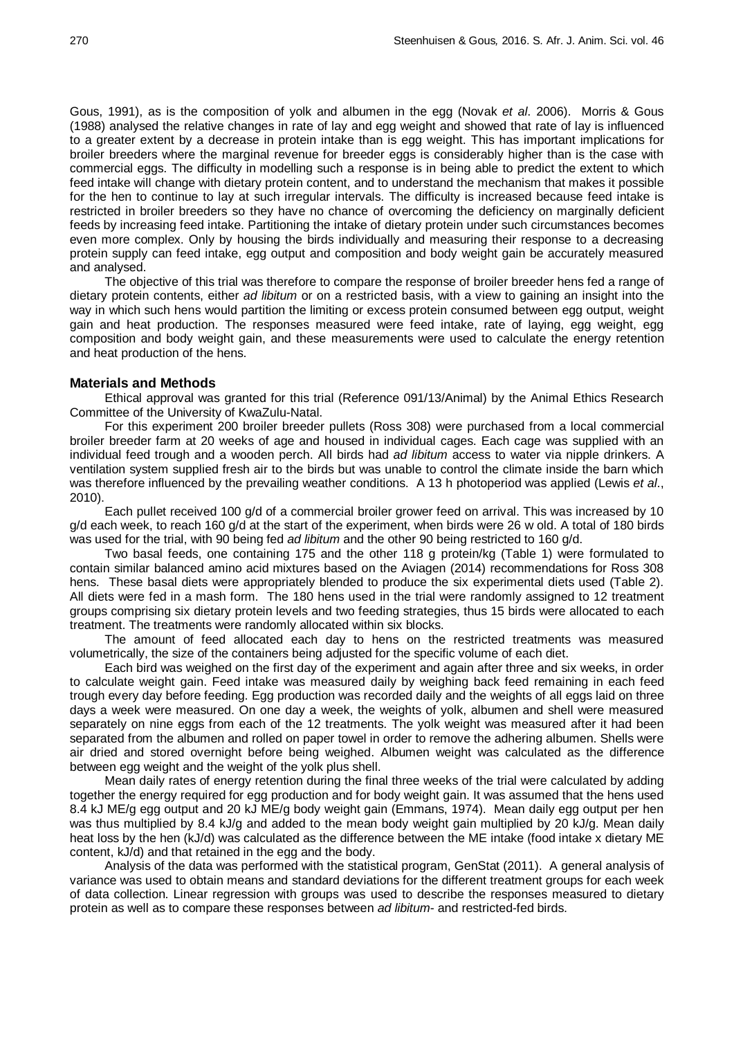Gous, 1991), as is the composition of yolk and albumen in the egg (Novak *et al*. 2006). Morris & Gous (1988) analysed the relative changes in rate of lay and egg weight and showed that rate of lay is influenced to a greater extent by a decrease in protein intake than is egg weight. This has important implications for broiler breeders where the marginal revenue for breeder eggs is considerably higher than is the case with commercial eggs. The difficulty in modelling such a response is in being able to predict the extent to which feed intake will change with dietary protein content, and to understand the mechanism that makes it possible for the hen to continue to lay at such irregular intervals. The difficulty is increased because feed intake is restricted in broiler breeders so they have no chance of overcoming the deficiency on marginally deficient feeds by increasing feed intake. Partitioning the intake of dietary protein under such circumstances becomes even more complex. Only by housing the birds individually and measuring their response to a decreasing protein supply can feed intake, egg output and composition and body weight gain be accurately measured and analysed.

The objective of this trial was therefore to compare the response of broiler breeder hens fed a range of dietary protein contents, either *ad libitum* or on a restricted basis, with a view to gaining an insight into the way in which such hens would partition the limiting or excess protein consumed between egg output, weight gain and heat production. The responses measured were feed intake, rate of laying, egg weight, egg composition and body weight gain, and these measurements were used to calculate the energy retention and heat production of the hens.

## Materials and Methods

Ethical approval was granted for this trial (Reference 091/13/Animal) by the Animal Ethics Research Committee of the University of KwaZulu-Natal.

For this experiment 200 broiler breeder pullets (Ross 308) were purchased from a local commercial broiler breeder farm at 20 weeks of age and housed in individual cages. Each cage was supplied with an individual feed trough and a wooden perch. All birds had *ad libitum* access to water via nipple drinkers. A ventilation system supplied fresh air to the birds but was unable to control the climate inside the barn which was therefore influenced by the prevailing weather conditions. A 13 h photoperiod was applied (Lewis *et al*., 2010).

Each pullet received 100 g/d of a commercial broiler grower feed on arrival. This was increased by 10 g/d each week, to reach 160 g/d at the start of the experiment, when birds were 26 w old. A total of 180 birds was used for the trial, with 90 being fed *ad libitum* and the other 90 being restricted to 160 g/d.

Two basal feeds, one containing 175 and the other 118 g protein/kg (Table 1) were formulated to contain similar balanced amino acid mixtures based on the Aviagen (2014) recommendations for Ross 308 hens. These basal diets were appropriately blended to produce the six experimental diets used (Table 2). All diets were fed in a mash form. The 180 hens used in the trial were randomly assigned to 12 treatment groups comprising six dietary protein levels and two feeding strategies, thus 15 birds were allocated to each treatment. The treatments were randomly allocated within six blocks.

The amount of feed allocated each day to hens on the restricted treatments was measured volumetrically, the size of the containers being adjusted for the specific volume of each diet.

Each bird was weighed on the first day of the experiment and again after three and six weeks, in order to calculate weight gain. Feed intake was measured daily by weighing back feed remaining in each feed trough every day before feeding. Egg production was recorded daily and the weights of all eggs laid on three days a week were measured. On one day a week, the weights of yolk, albumen and shell were measured separately on nine eggs from each of the 12 treatments. The yolk weight was measured after it had been separated from the albumen and rolled on paper towel in order to remove the adhering albumen. Shells were air dried and stored overnight before being weighed. Albumen weight was calculated as the difference between egg weight and the weight of the yolk plus shell.

Mean daily rates of energy retention during the final three weeks of the trial were calculated by adding together the energy required for egg production and for body weight gain. It was assumed that the hens used 8.4 kJ ME/g egg output and 20 kJ ME/g body weight gain (Emmans, 1974). Mean daily egg output per hen was thus multiplied by 8.4 kJ/g and added to the mean body weight gain multiplied by 20 kJ/g. Mean daily heat loss by the hen (kJ/d) was calculated as the difference between the ME intake (food intake x dietary ME content, kJ/d) and that retained in the egg and the body.

Analysis of the data was performed with the statistical program, GenStat (2011). A general analysis of variance was used to obtain means and standard deviations for the different treatment groups for each week of data collection. Linear regression with groups was used to describe the responses measured to dietary protein as well as to compare these responses between *ad libitum*- and restricted-fed birds.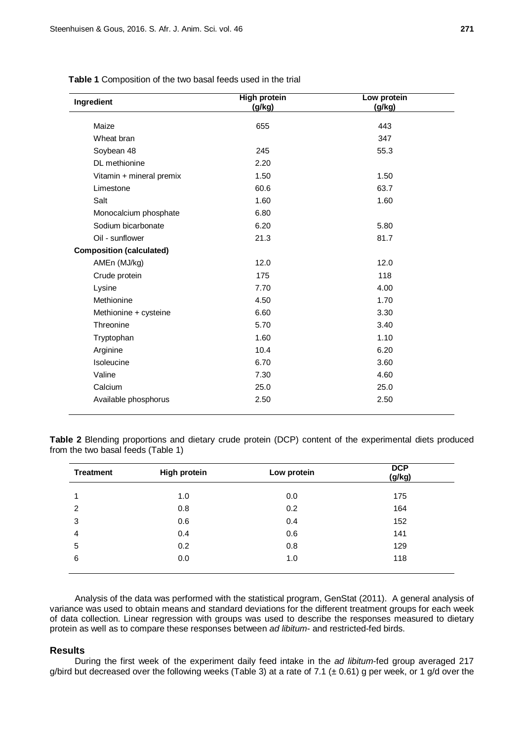**Table 1** Composition of the two basal feeds used in the trial

| Ingredient | High protein (g/kg) | Low protein (g/kg) |
|---|---|---|
| Maize | 655 | 443 |
| Wheat bran | | 347 |
| Soybean 48 | 245 | 55.3 |
| DL methionine | 2.20 | |
| Vitamin + mineral premix | 1.50 | 1.50 |
| Limestone | 60.6 | 63.7 |
| Salt | 1.60 | 1.60 |
| Monocalcium phosphate | 6.80 | |
| Sodium bicarbonate | 6.20 | 5.80 |
| Oil - sunflower | 21.3 | 81.7 |
| **Composition (calculated)** | | |
| AMEn (MJ/kg) | 12.0 | 12.0 |
| Crude protein | 175 | 118 |
| Lysine | 7.70 | 4.00 |
| Methionine | 4.50 | 1.70 |
| Methionine + cysteine | 6.60 | 3.30 |
| Threonine | 5.70 | 3.40 |
| Tryptophan | 1.60 | 1.10 |
| Arginine | 10.4 | 6.20 |
| Isoleucine | 6.70 | 3.60 |
| Valine | 7.30 | 4.60 |
| Calcium | 25.0 | 25.0 |
| Available phosphorus | 2.50 | 2.50 |

**Table 2** Blending proportions and dietary crude protein (DCP) content of the experimental diets produced from the two basal feeds (Table 1)

| Treatment | High protein | Low protein | DCP (g/kg) |
|---|---|---|---|
| 1 | 1.0 | 0.0 | 175 |
| 2 | 0.8 | 0.2 | 164 |
| 3 | 0.6 | 0.4 | 152 |
| 4 | 0.4 | 0.6 | 141 |
| 5 | 0.2 | 0.8 | 129 |
| 6 | 0.0 | 1.0 | 118 |

Analysis of the data was performed with the statistical program, GenStat (2011). A general analysis of variance was used to obtain means and standard deviations for the different treatment groups for each week of data collection. Linear regression with groups was used to describe the responses measured to dietary protein as well as to compare these responses between *ad libitum*- and restricted-fed birds.

## Results

During the first week of the experiment daily feed intake in the *ad libitum*-fed group averaged 217 g/bird but decreased over the following weeks (Table 3) at a rate of 7.1 (± 0.61) g per week, or 1 g/d over the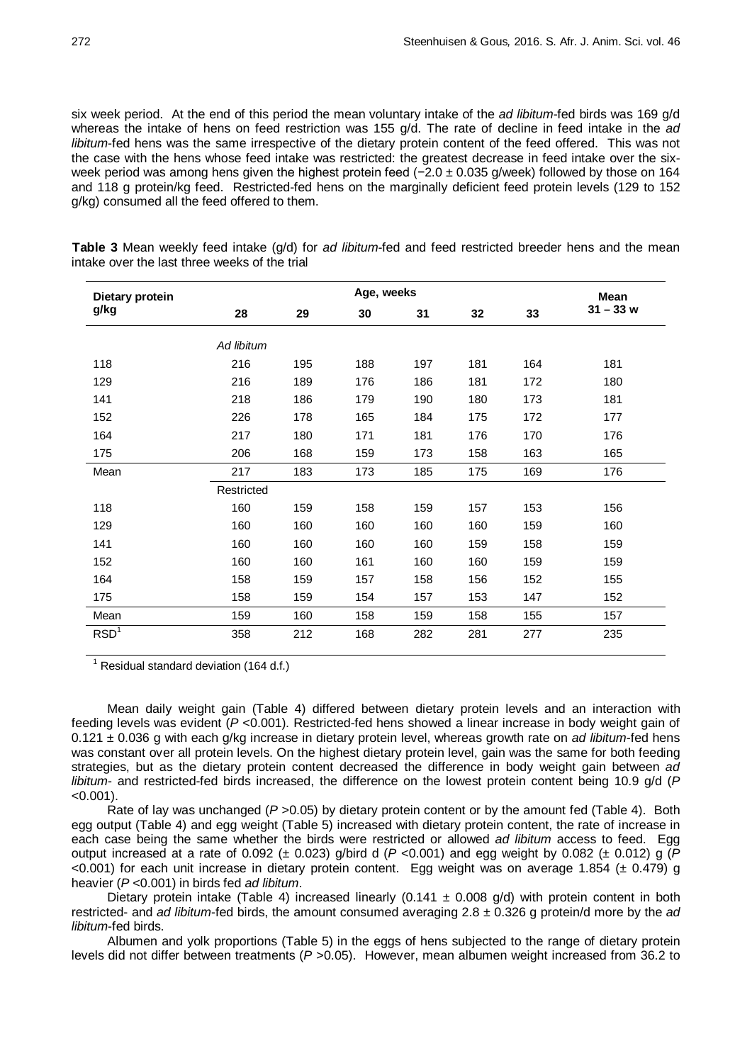six week period. At the end of this period the mean voluntary intake of the *ad libitum*-fed birds was 169 g/d whereas the intake of hens on feed restriction was 155 g/d. The rate of decline in feed intake in the *ad libitum*-fed hens was the same irrespective of the dietary protein content of the feed offered. This was not the case with the hens whose feed intake was restricted: the greatest decrease in feed intake over the six-week period was among hens given the highest protein feed (−2.0 ± 0.035 g/week) followed by those on 164 and 118 g protein/kg feed. Restricted-fed hens on the marginally deficient feed protein levels (129 to 152 g/kg) consumed all the feed offered to them.

**Table 3** Mean weekly feed intake (g/d) for *ad libitum*-fed and feed restricted breeder hens and the mean intake over the last three weeks of the trial

| Dietary protein g/kg | Age, weeks | | | | | | Mean |
|---|---|---|---|---|---|---|---|
| | 28 | 29 | 30 | 31 | 32 | 33 | 31 – 33 w |
| | *Ad libitum* | | | | | | |
| 118 | 216 | 195 | 188 | 197 | 181 | 164 | 181 |
| 129 | 216 | 189 | 176 | 186 | 181 | 172 | 180 |
| 141 | 218 | 186 | 179 | 190 | 180 | 173 | 181 |
| 152 | 226 | 178 | 165 | 184 | 175 | 172 | 177 |
| 164 | 217 | 180 | 171 | 181 | 176 | 170 | 176 |
| 175 | 206 | 168 | 159 | 173 | 158 | 163 | 165 |
| Mean | 217 | 183 | 173 | 185 | 175 | 169 | 176 |
| | Restricted | | | | | | |
| 118 | 160 | 159 | 158 | 159 | 157 | 153 | 156 |
| 129 | 160 | 160 | 160 | 160 | 160 | 159 | 160 |
| 141 | 160 | 160 | 160 | 160 | 159 | 158 | 159 |
| 152 | 160 | 160 | 161 | 160 | 160 | 159 | 159 |
| 164 | 158 | 159 | 157 | 158 | 156 | 152 | 155 |
| 175 | 158 | 159 | 154 | 157 | 153 | 147 | 152 |
| Mean | 159 | 160 | 158 | 159 | 158 | 155 | 157 |
| RSD[1] | 358 | 212 | 168 | 282 | 281 | 277 | 235 |

[1] Residual standard deviation (164 d.f.)

Mean daily weight gain (Table 4) differed between dietary protein levels and an interaction with feeding levels was evident ($P$ <0.001). Restricted-fed hens showed a linear increase in body weight gain of 0.121 ± 0.036 g with each g/kg increase in dietary protein level, whereas growth rate on *ad libitum*-fed hens was constant over all protein levels. On the highest dietary protein level, gain was the same for both feeding strategies, but as the dietary protein content decreased the difference in body weight gain between *ad libitum*- and restricted-fed birds increased, the difference on the lowest protein content being 10.9 g/d ($P$ <0.001).

Rate of lay was unchanged ($P$ >0.05) by dietary protein content or by the amount fed (Table 4). Both egg output (Table 4) and egg weight (Table 5) increased with dietary protein content, the rate of increase in each case being the same whether the birds were restricted or allowed *ad libitum* access to feed. Egg output increased at a rate of 0.092 (± 0.023) g/bird d ($P$ <0.001) and egg weight by 0.082 (± 0.012) g ($P$ <0.001) for each unit increase in dietary protein content. Egg weight was on average 1.854 (± 0.479) g heavier ($P$ <0.001) in birds fed *ad libitum*.

Dietary protein intake (Table 4) increased linearly (0.141 ± 0.008 g/d) with protein content in both restricted- and *ad libitum*-fed birds, the amount consumed averaging 2.8 ± 0.326 g protein/d more by the *ad libitum*-fed birds.

Albumen and yolk proportions (Table 5) in the eggs of hens subjected to the range of dietary protein levels did not differ between treatments ($P$ >0.05). However, mean albumen weight increased from 36.2 to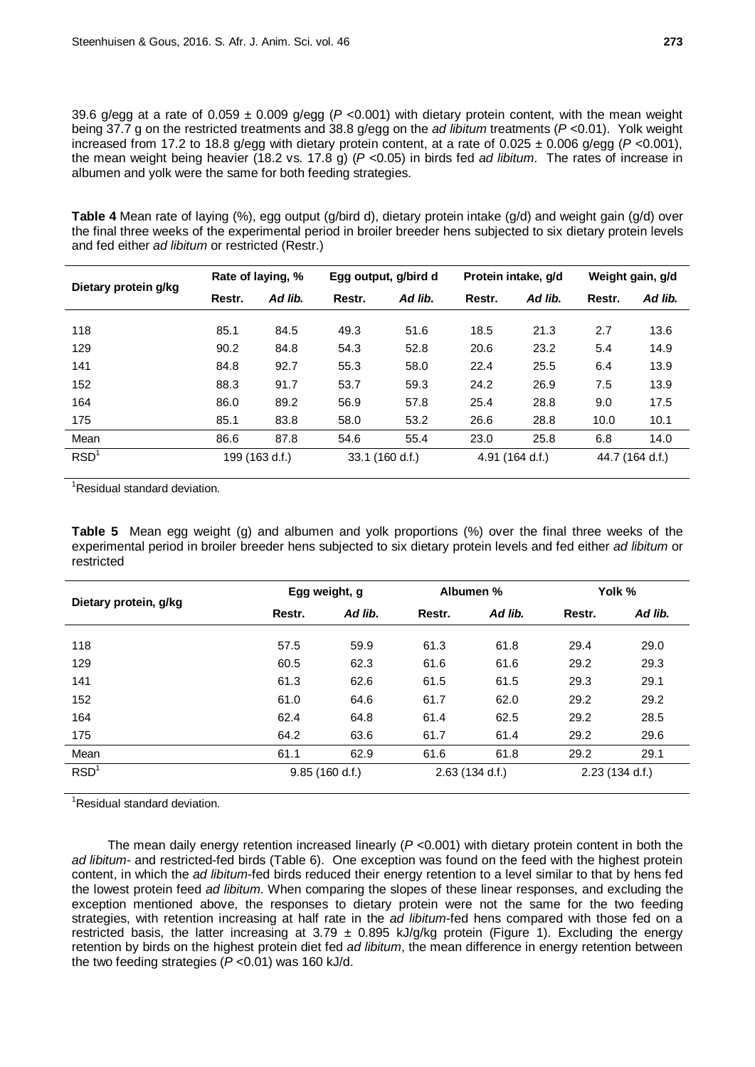39.6 g/egg at a rate of 0.059 ± 0.009 g/egg (*P* <0.001) with dietary protein content, with the mean weight being 37.7 g on the restricted treatments and 38.8 g/egg on the *ad libitum* treatments (*P* <0.01). Yolk weight increased from 17.2 to 18.8 g/egg with dietary protein content, at a rate of 0.025 ± 0.006 g/egg (*P* <0.001), the mean weight being heavier (18.2 vs. 17.8 g) (*P* <0.05) in birds fed *ad libitum*. The rates of increase in albumen and yolk were the same for both feeding strategies.

**Table 4** Mean rate of laying (%), egg output (g/bird d), dietary protein intake (g/d) and weight gain (g/d) over the final three weeks of the experimental period in broiler breeder hens subjected to six dietary protein levels and fed either *ad libitum* or restricted (Restr.)

| Dietary protein g/kg | Rate of laying, % | | Egg output, g/bird d | | Protein intake, g/d | | Weight gain, g/d | |
|---|---|---|---|---|---|---|---|---|
| | Restr. | *Ad lib.* | Restr. | *Ad lib.* | Restr. | *Ad lib.* | Restr. | *Ad lib.* |
| 118 | 85.1 | 84.5 | 49.3 | 51.6 | 18.5 | 21.3 | 2.7 | 13.6 |
| 129 | 90.2 | 84.8 | 54.3 | 52.8 | 20.6 | 23.2 | 5.4 | 14.9 |
| 141 | 84.8 | 92.7 | 55.3 | 58.0 | 22.4 | 25.5 | 6.4 | 13.9 |
| 152 | 88.3 | 91.7 | 53.7 | 59.3 | 24.2 | 26.9 | 7.5 | 13.9 |
| 164 | 86.0 | 89.2 | 56.9 | 57.8 | 25.4 | 28.8 | 9.0 | 17.5 |
| 175 | 85.1 | 83.8 | 58.0 | 53.2 | 26.6 | 28.8 | 10.0 | 10.1 |
| Mean | 86.6 | 87.8 | 54.6 | 55.4 | 23.0 | 25.8 | 6.8 | 14.0 |
| RSD[1] | 199 (163 d.f.) | | 33.1 (160 d.f.) | | 4.91 (164 d.f.) | | 44.7 (164 d.f.) | |

[1]Residual standard deviation.

**Table 5** Mean egg weight (g) and albumen and yolk proportions (%) over the final three weeks of the experimental period in broiler breeder hens subjected to six dietary protein levels and fed either *ad libitum* or restricted

| Dietary protein, g/kg | Egg weight, g | | Albumen % | | Yolk % | |
|---|---|---|---|---|---|---|
| | Restr. | *Ad lib.* | Restr. | *Ad lib.* | Restr. | *Ad lib.* |
| 118 | 57.5 | 59.9 | 61.3 | 61.8 | 29.4 | 29.0 |
| 129 | 60.5 | 62.3 | 61.6 | 61.6 | 29.2 | 29.3 |
| 141 | 61.3 | 62.6 | 61.5 | 61.5 | 29.3 | 29.1 |
| 152 | 61.0 | 64.6 | 61.7 | 62.0 | 29.2 | 29.2 |
| 164 | 62.4 | 64.8 | 61.4 | 62.5 | 29.2 | 28.5 |
| 175 | 64.2 | 63.6 | 61.7 | 61.4 | 29.2 | 29.6 |
| Mean | 61.1 | 62.9 | 61.6 | 61.8 | 29.2 | 29.1 |
| RSD[1] | 9.85 (160 d.f.) | | 2.63 (134 d.f.) | | 2.23 (134 d.f.) | |

[1]Residual standard deviation.

The mean daily energy retention increased linearly (*P* <0.001) with dietary protein content in both the *ad libitum*- and restricted-fed birds (Table 6). One exception was found on the feed with the highest protein content, in which the *ad libitum*-fed birds reduced their energy retention to a level similar to that by hens fed the lowest protein feed *ad libitum.* When comparing the slopes of these linear responses, and excluding the exception mentioned above, the responses to dietary protein were not the same for the two feeding strategies, with retention increasing at half rate in the *ad libitum*-fed hens compared with those fed on a restricted basis, the latter increasing at 3.79 ± 0.895 kJ/g/kg protein (Figure 1). Excluding the energy retention by birds on the highest protein diet fed *ad libitum*, the mean difference in energy retention between the two feeding strategies (*P* <0.01) was 160 kJ/d.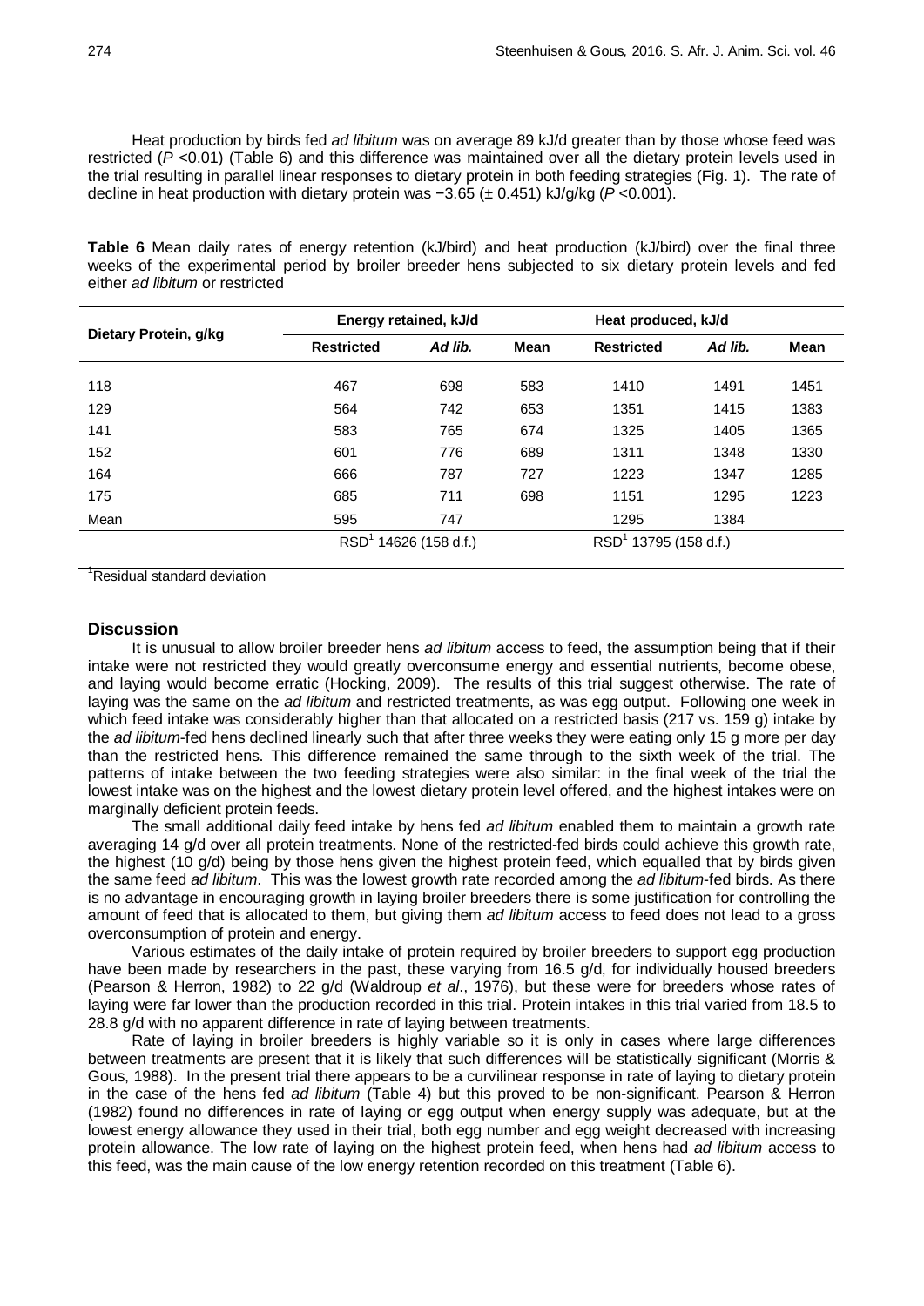Heat production by birds fed *ad libitum* was on average 89 kJ/d greater than by those whose feed was restricted ($P$ <0.01) (Table 6) and this difference was maintained over all the dietary protein levels used in the trial resulting in parallel linear responses to dietary protein in both feeding strategies (Fig. 1). The rate of decline in heat production with dietary protein was −3.65 (± 0.451) kJ/g/kg ($P$ <0.001).

**Table 6** Mean daily rates of energy retention (kJ/bird) and heat production (kJ/bird) over the final three weeks of the experimental period by broiler breeder hens subjected to six dietary protein levels and fed either *ad libitum* or restricted

| Dietary Protein, g/kg | Energy retained, kJ/d | | | Heat produced, kJ/d | | |
|---|---|---|---|---|---|---|
| | **Restricted** | ***Ad lib.*** | **Mean** | **Restricted** | ***Ad lib.*** | **Mean** |
| 118 | 467 | 698 | 583 | 1410 | 1491 | 1451 |
| 129 | 564 | 742 | 653 | 1351 | 1415 | 1383 |
| 141 | 583 | 765 | 674 | 1325 | 1405 | 1365 |
| 152 | 601 | 776 | 689 | 1311 | 1348 | 1330 |
| 164 | 666 | 787 | 727 | 1223 | 1347 | 1285 |
| 175 | 685 | 711 | 698 | 1151 | 1295 | 1223 |
| Mean | 595 | 747 | | 1295 | 1384 | |
| | RSD[1] 14626 (158 d.f.) | | | RSD[1] 13795 (158 d.f.) | | |

[1]Residual standard deviation

## Discussion

It is unusual to allow broiler breeder hens *ad libitum* access to feed, the assumption being that if their intake were not restricted they would greatly overconsume energy and essential nutrients, become obese, and laying would become erratic (Hocking, 2009). The results of this trial suggest otherwise. The rate of laying was the same on the *ad libitum* and restricted treatments, as was egg output. Following one week in which feed intake was considerably higher than that allocated on a restricted basis (217 vs. 159 g) intake by the *ad libitum*-fed hens declined linearly such that after three weeks they were eating only 15 g more per day than the restricted hens. This difference remained the same through to the sixth week of the trial. The patterns of intake between the two feeding strategies were also similar: in the final week of the trial the lowest intake was on the highest and the lowest dietary protein level offered, and the highest intakes were on marginally deficient protein feeds.

The small additional daily feed intake by hens fed *ad libitum* enabled them to maintain a growth rate averaging 14 g/d over all protein treatments. None of the restricted-fed birds could achieve this growth rate, the highest (10 g/d) being by those hens given the highest protein feed, which equalled that by birds given the same feed *ad libitum*. This was the lowest growth rate recorded among the *ad libitum*-fed birds. As there is no advantage in encouraging growth in laying broiler breeders there is some justification for controlling the amount of feed that is allocated to them, but giving them *ad libitum* access to feed does not lead to a gross overconsumption of protein and energy.

Various estimates of the daily intake of protein required by broiler breeders to support egg production have been made by researchers in the past, these varying from 16.5 g/d, for individually housed breeders (Pearson & Herron, 1982) to 22 g/d (Waldroup *et al*., 1976), but these were for breeders whose rates of laying were far lower than the production recorded in this trial. Protein intakes in this trial varied from 18.5 to 28.8 g/d with no apparent difference in rate of laying between treatments.

Rate of laying in broiler breeders is highly variable so it is only in cases where large differences between treatments are present that it is likely that such differences will be statistically significant (Morris & Gous, 1988). In the present trial there appears to be a curvilinear response in rate of laying to dietary protein in the case of the hens fed *ad libitum* (Table 4) but this proved to be non-significant. Pearson & Herron (1982) found no differences in rate of laying or egg output when energy supply was adequate, but at the lowest energy allowance they used in their trial, both egg number and egg weight decreased with increasing protein allowance. The low rate of laying on the highest protein feed, when hens had *ad libitum* access to this feed, was the main cause of the low energy retention recorded on this treatment (Table 6).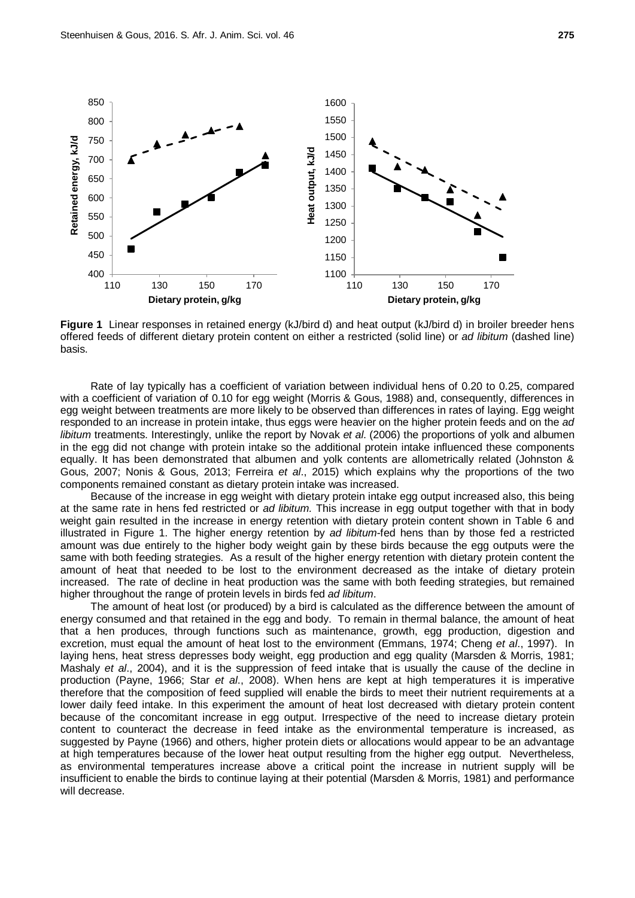**Figure 1** Linear responses in retained energy (kJ/bird d) and heat output (kJ/bird d) in broiler breeder hens offered feeds of different dietary protein content on either a restricted (solid line) or *ad libitum* (dashed line) basis.

Rate of lay typically has a coefficient of variation between individual hens of 0.20 to 0.25, compared with a coefficient of variation of 0.10 for egg weight (Morris & Gous, 1988) and, consequently, differences in egg weight between treatments are more likely to be observed than differences in rates of laying. Egg weight responded to an increase in protein intake, thus eggs were heavier on the higher protein feeds and on the *ad libitum* treatments. Interestingly, unlike the report by Novak *et al*. (2006) the proportions of yolk and albumen in the egg did not change with protein intake so the additional protein intake influenced these components equally. It has been demonstrated that albumen and yolk contents are allometrically related (Johnston & Gous, 2007; Nonis & Gous, 2013; Ferreira *et al*., 2015) which explains why the proportions of the two components remained constant as dietary protein intake was increased.

Because of the increase in egg weight with dietary protein intake egg output increased also, this being at the same rate in hens fed restricted or *ad libitum.* This increase in egg output together with that in body weight gain resulted in the increase in energy retention with dietary protein content shown in Table 6 and illustrated in Figure 1. The higher energy retention by *ad libitum*-fed hens than by those fed a restricted amount was due entirely to the higher body weight gain by these birds because the egg outputs were the same with both feeding strategies. As a result of the higher energy retention with dietary protein content the amount of heat that needed to be lost to the environment decreased as the intake of dietary protein increased. The rate of decline in heat production was the same with both feeding strategies, but remained higher throughout the range of protein levels in birds fed *ad libitum*.

The amount of heat lost (or produced) by a bird is calculated as the difference between the amount of energy consumed and that retained in the egg and body. To remain in thermal balance, the amount of heat that a hen produces, through functions such as maintenance, growth, egg production, digestion and excretion, must equal the amount of heat lost to the environment (Emmans, 1974; Cheng *et al*., 1997). In laying hens, heat stress depresses body weight, egg production and egg quality (Marsden & Morris, 1981; Mashaly *et al*., 2004), and it is the suppression of feed intake that is usually the cause of the decline in production (Payne, 1966; Star *et al*., 2008). When hens are kept at high temperatures it is imperative therefore that the composition of feed supplied will enable the birds to meet their nutrient requirements at a lower daily feed intake. In this experiment the amount of heat lost decreased with dietary protein content because of the concomitant increase in egg output. Irrespective of the need to increase dietary protein content to counteract the decrease in feed intake as the environmental temperature is increased, as suggested by Payne (1966) and others, higher protein diets or allocations would appear to be an advantage at high temperatures because of the lower heat output resulting from the higher egg output. Nevertheless, as environmental temperatures increase above a critical point the increase in nutrient supply will be insufficient to enable the birds to continue laying at their potential (Marsden & Morris, 1981) and performance will decrease.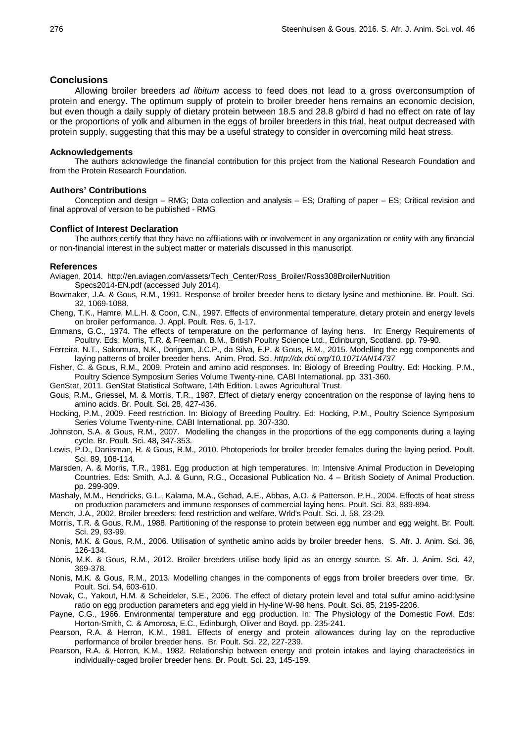## Conclusions

Allowing broiler breeders *ad libitum* access to feed does not lead to a gross overconsumption of protein and energy. The optimum supply of protein to broiler breeder hens remains an economic decision, but even though a daily supply of dietary protein between 18.5 and 28.8 g/bird d had no effect on rate of lay or the proportions of yolk and albumen in the eggs of broiler breeders in this trial, heat output decreased with protein supply, suggesting that this may be a useful strategy to consider in overcoming mild heat stress.

### Acknowledgements

The authors acknowledge the financial contribution for this project from the National Research Foundation and from the Protein Research Foundation.

### Authors' Contributions

Conception and design – RMG; Data collection and analysis – ES; Drafting of paper – ES; Critical revision and final approval of version to be published - RMG

### Conflict of Interest Declaration

The authors certify that they have no affiliations with or involvement in any organization or entity with any financial or non-financial interest in the subject matter or materials discussed in this manuscript.

### References

Aviagen, 2014. http://en.aviagen.com/assets/Tech_Center/Ross_Broiler/Ross308BroilerNutrition Specs2014-EN.pdf (accessed July 2014).

Bowmaker, J.A. & Gous, R.M., 1991. Response of broiler breeder hens to dietary lysine and methionine. Br. Poult. Sci. 32, 1069-1088.

Cheng, T.K., Hamre, M.L.H. & Coon, C.N., 1997. Effects of environmental temperature, dietary protein and energy levels on broiler performance. J. Appl. Poult. Res. 6, 1-17.

Emmans, G.C., 1974. The effects of temperature on the performance of laying hens. In: Energy Requirements of Poultry. Eds: Morris, T.R. & Freeman, B.M., British Poultry Science Ltd., Edinburgh, Scotland. pp. 79-90.

Ferreira, N.T., Sakomura, N.K., Dorigam, J.C.P., da Silva, E.P. & Gous, R.M., 2015. Modelling the egg components and laying patterns of broiler breeder hens. Anim. Prod. Sci. *http://dx.doi.org/10.1071/AN14737*

Fisher, C. & Gous, R.M., 2009. Protein and amino acid responses. In: Biology of Breeding Poultry. Ed: Hocking, P.M., Poultry Science Symposium Series Volume Twenty-nine, CABI International. pp. 331-360.

GenStat, 2011. GenStat Statistical Software, 14th Edition. Lawes Agricultural Trust.

Gous, R.M., Griessel, M. & Morris, T.R., 1987. Effect of dietary energy concentration on the response of laying hens to amino acids. Br. Poult. Sci. 28, 427-436.

Hocking, P.M., 2009. Feed restriction. In: Biology of Breeding Poultry. Ed: Hocking, P.M., Poultry Science Symposium Series Volume Twenty-nine, CABI International. pp. 307-330.

Johnston, S.A. & Gous, R.M., 2007. Modelling the changes in the proportions of the egg components during a laying cycle. Br. Poult. Sci. 48**,** 347-353.

Lewis, P.D., Danisman, R. & Gous, R.M., 2010. Photoperiods for broiler breeder females during the laying period. Poult. Sci. 89, 108-114.

Marsden, A. & Morris, T.R., 1981. Egg production at high temperatures. In: Intensive Animal Production in Developing Countries. Eds: Smith, A.J. & Gunn, R.G., Occasional Publication No. 4 – British Society of Animal Production. pp. 299-309.

Mashaly, M.M., Hendricks, G.L., Kalama, M.A., Gehad, A.E., Abbas, A.O. & Patterson, P.H., 2004. Effects of heat stress on production parameters and immune responses of commercial laying hens. Poult. Sci. 83, 889-894.

Mench, J.A., 2002. Broiler breeders: feed restriction and welfare. Wrld's Poult. Sci. J. 58, 23-29.

Morris, T.R. & Gous, R.M., 1988. Partitioning of the response to protein between egg number and egg weight. Br. Poult. Sci. 29, 93-99.

Nonis, M.K. & Gous, R.M., 2006. Utilisation of synthetic amino acids by broiler breeder hens. S. Afr. J. Anim. Sci. 36, 126-134.

Nonis, M.K. & Gous, R.M., 2012. Broiler breeders utilise body lipid as an energy source. S. Afr. J. Anim. Sci. 42, 369-378.

Nonis, M.K. & Gous, R.M., 2013. Modelling changes in the components of eggs from broiler breeders over time. Br. Poult. Sci. 54, 603-610.

Novak, C., Yakout, H.M. & Scheideler, S.E., 2006. The effect of dietary protein level and total sulfur amino acid:lysine ratio on egg production parameters and egg yield in Hy-line W-98 hens. Poult. Sci. 85, 2195-2206.

Payne, C.G., 1966. Environmental temperature and egg production. In: The Physiology of the Domestic Fowl. Eds: Horton-Smith, C. & Amorosa, E.C., Edinburgh, Oliver and Boyd. pp. 235-241.

Pearson, R.A. & Herron, K.M., 1981. Effects of energy and protein allowances during lay on the reproductive performance of broiler breeder hens. Br. Poult. Sci. 22, 227-239.

Pearson, R.A. & Herron, K.M., 1982. Relationship between energy and protein intakes and laying characteristics in individually-caged broiler breeder hens. Br. Poult. Sci. 23, 145-159.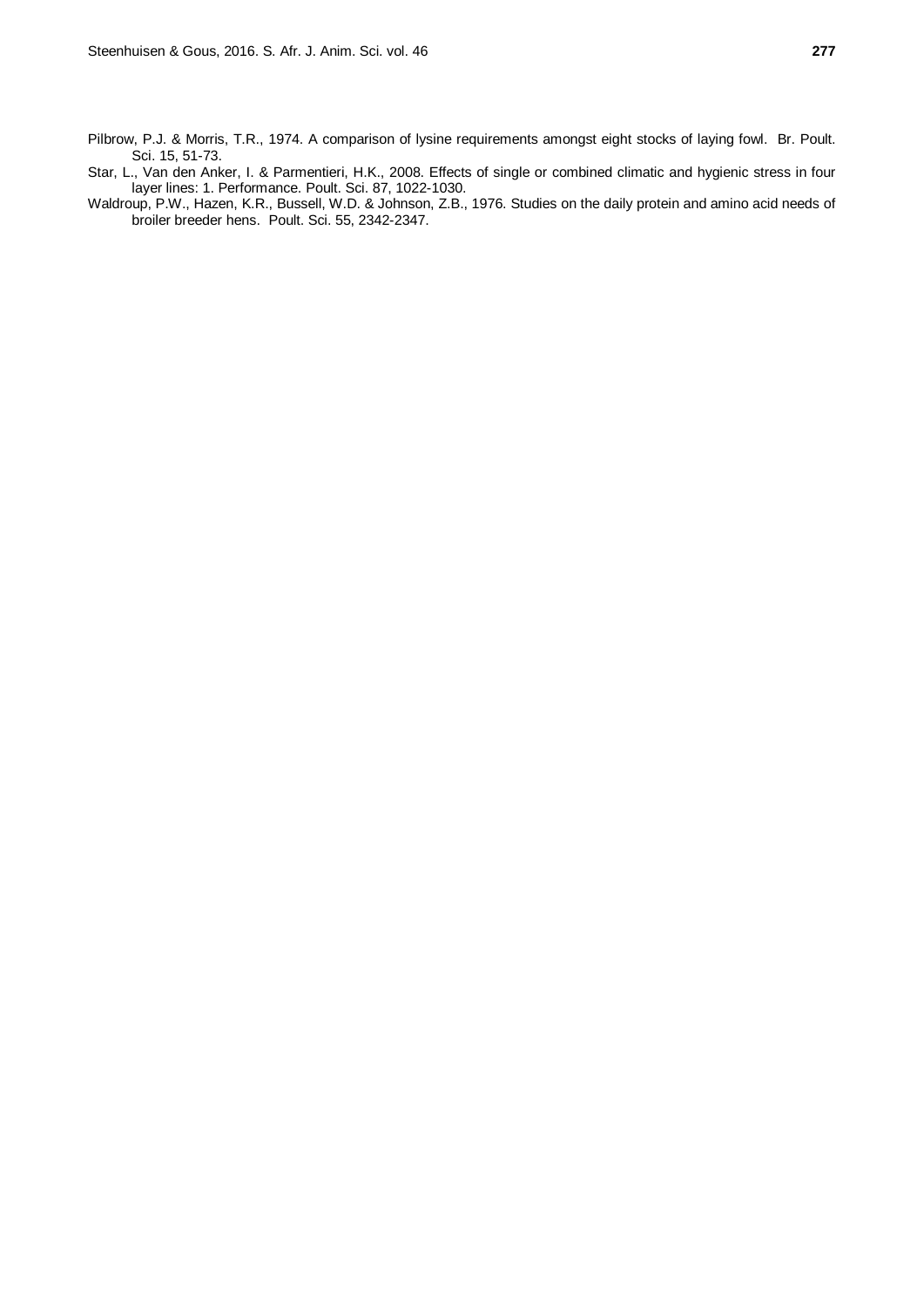Pilbrow, P.J. & Morris, T.R., 1974. A comparison of lysine requirements amongst eight stocks of laying fowl. Br. Poult. Sci. 15, 51-73.

Star, L., Van den Anker, I. & Parmentieri, H.K., 2008. Effects of single or combined climatic and hygienic stress in four layer lines: 1. Performance. Poult. Sci. 87, 1022-1030.

Waldroup, P.W., Hazen, K.R., Bussell, W.D. & Johnson, Z.B., 1976. Studies on the daily protein and amino acid needs of broiler breeder hens. Poult. Sci. 55, 2342-2347.